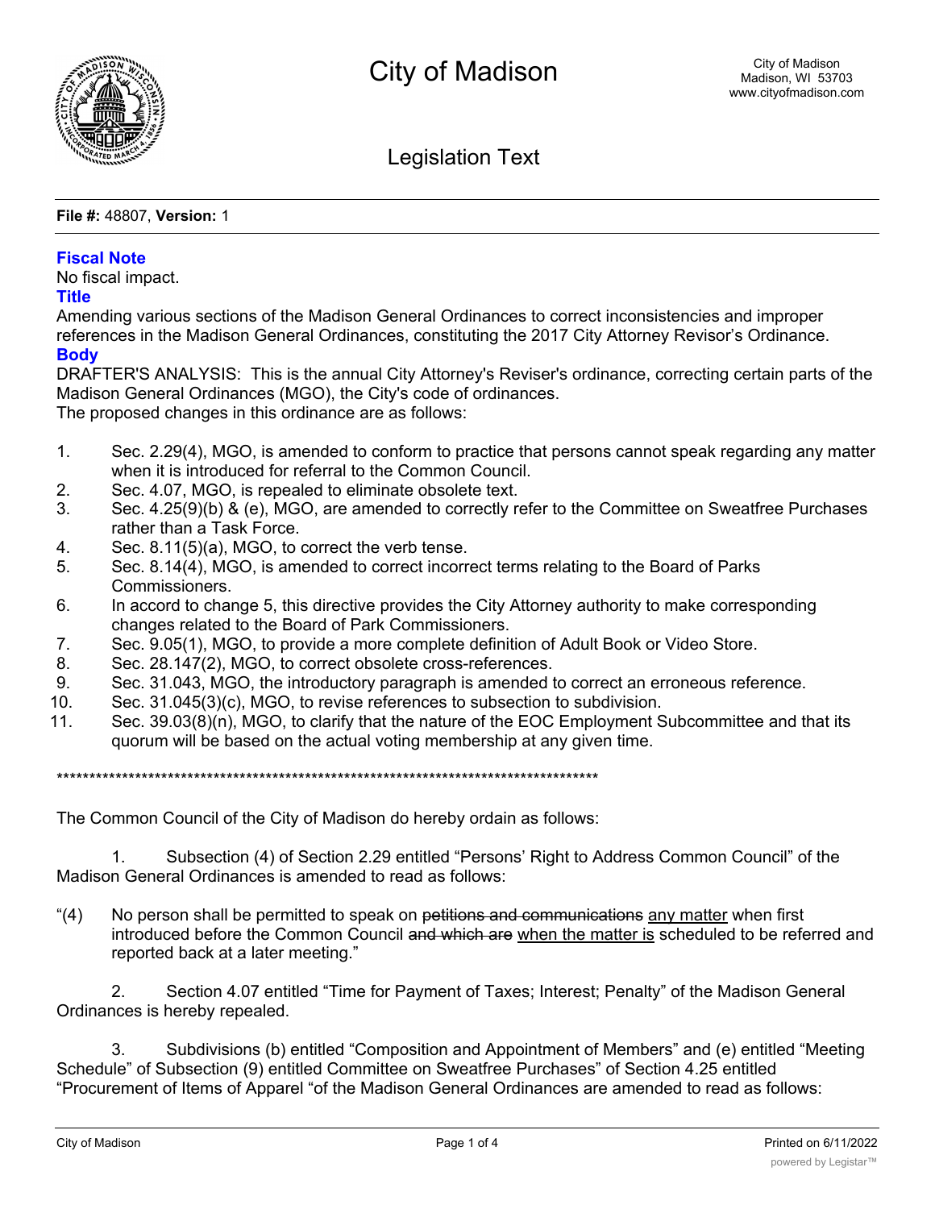# City of Madison

City of Madison
Madison, WI 53703
www.cityofmadison.com

## Legislation Text

**File #:** 48807, **Version:** 1

### Fiscal Note

No fiscal impact.

### Title

Amending various sections of the Madison General Ordinances to correct inconsistencies and improper references in the Madison General Ordinances, constituting the 2017 City Attorney Revisor's Ordinance.

### Body

DRAFTER'S ANALYSIS: This is the annual City Attorney's Reviser's ordinance, correcting certain parts of the Madison General Ordinances (MGO), the City's code of ordinances.
The proposed changes in this ordinance are as follows:

1. Sec. 2.29(4), MGO, is amended to conform to practice that persons cannot speak regarding any matter when it is introduced for referral to the Common Council.
2. Sec. 4.07, MGO, is repealed to eliminate obsolete text.
3. Sec. 4.25(9)(b) & (e), MGO, are amended to correctly refer to the Committee on Sweatfree Purchases rather than a Task Force.
4. Sec. 8.11(5)(a), MGO, to correct the verb tense.
5. Sec. 8.14(4), MGO, is amended to correct incorrect terms relating to the Board of Parks Commissioners.
6. In accord to change 5, this directive provides the City Attorney authority to make corresponding changes related to the Board of Park Commissioners.
7. Sec. 9.05(1), MGO, to provide a more complete definition of Adult Book or Video Store.
8. Sec. 28.147(2), MGO, to correct obsolete cross-references.
9. Sec. 31.043, MGO, the introductory paragraph is amended to correct an erroneous reference.
10. Sec. 31.045(3)(c), MGO, to revise references to subsection to subdivision.
11. Sec. 39.03(8)(n), MGO, to clarify that the nature of the EOC Employment Subcommittee and that its quorum will be based on the actual voting membership at any given time.

***************************************************************************************

The Common Council of the City of Madison do hereby ordain as follows:

1. Subsection (4) of Section 2.29 entitled "Persons' Right to Address Common Council" of the Madison General Ordinances is amended to read as follows:

"(4) No person shall be permitted to speak on ~~petitions and communications~~ <u>any matter</u> when first introduced before the Common Council ~~and which are~~ <u>when the matter is</u> scheduled to be referred and reported back at a later meeting."

2. Section 4.07 entitled "Time for Payment of Taxes; Interest; Penalty" of the Madison General Ordinances is hereby repealed.

3. Subdivisions (b) entitled "Composition and Appointment of Members" and (e) entitled "Meeting Schedule" of Subsection (9) entitled Committee on Sweatfree Purchases" of Section 4.25 entitled "Procurement of Items of Apparel "of the Madison General Ordinances are amended to read as follows: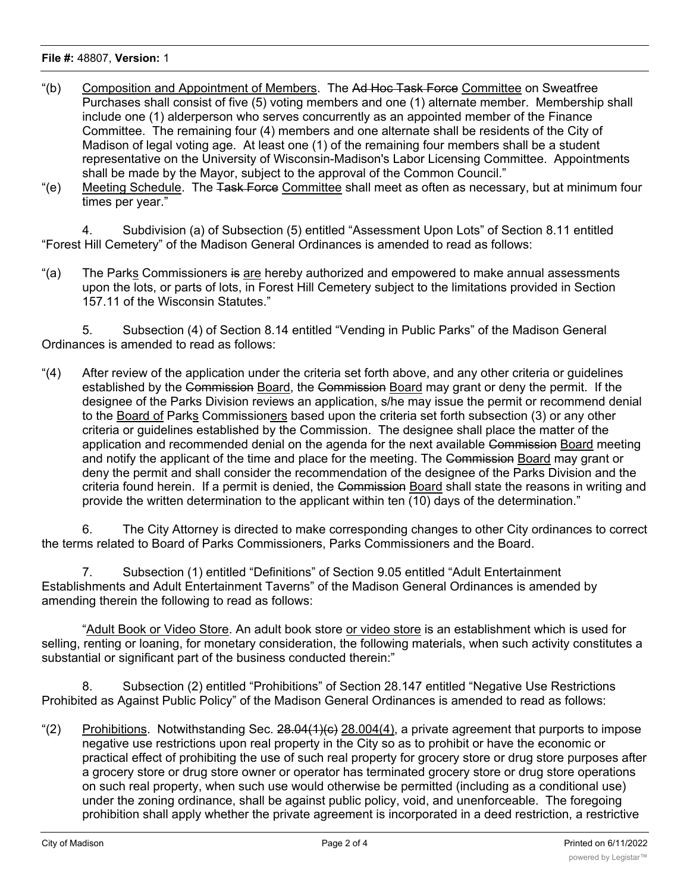"(b) Composition and Appointment of Members. The ~~Ad Hoc Task Force~~ Committee on Sweatfree Purchases shall consist of five (5) voting members and one (1) alternate member. Membership shall include one (1) alderperson who serves concurrently as an appointed member of the Finance Committee. The remaining four (4) members and one alternate shall be residents of the City of Madison of legal voting age. At least one (1) of the remaining four members shall be a student representative on the University of Wisconsin-Madison's Labor Licensing Committee. Appointments shall be made by the Mayor, subject to the approval of the Common Council."

"(e) Meeting Schedule. The ~~Task Force~~ Committee shall meet as often as necessary, but at minimum four times per year."

4. Subdivision (a) of Subsection (5) entitled "Assessment Upon Lots" of Section 8.11 entitled "Forest Hill Cemetery" of the Madison General Ordinances is amended to read as follows:

"(a) The Parks Commissioners ~~is~~ are hereby authorized and empowered to make annual assessments upon the lots, or parts of lots, in Forest Hill Cemetery subject to the limitations provided in Section 157.11 of the Wisconsin Statutes."

5. Subsection (4) of Section 8.14 entitled "Vending in Public Parks" of the Madison General Ordinances is amended to read as follows:

"(4) After review of the application under the criteria set forth above, and any other criteria or guidelines established by the ~~Commission~~ Board, the ~~Commission~~ Board may grant or deny the permit. If the designee of the Parks Division reviews an application, s/he may issue the permit or recommend denial to the Board of Parks Commissioners based upon the criteria set forth subsection (3) or any other criteria or guidelines established by the Commission. The designee shall place the matter of the application and recommended denial on the agenda for the next available ~~Commission~~ Board meeting and notify the applicant of the time and place for the meeting. The ~~Commission~~ Board may grant or deny the permit and shall consider the recommendation of the designee of the Parks Division and the criteria found herein. If a permit is denied, the ~~Commission~~ Board shall state the reasons in writing and provide the written determination to the applicant within ten (10) days of the determination."

6. The City Attorney is directed to make corresponding changes to other City ordinances to correct the terms related to Board of Parks Commissioners, Parks Commissioners and the Board.

7. Subsection (1) entitled "Definitions" of Section 9.05 entitled "Adult Entertainment Establishments and Adult Entertainment Taverns" of the Madison General Ordinances is amended by amending therein the following to read as follows:

"Adult Book or Video Store. An adult book store or video store is an establishment which is used for selling, renting or loaning, for monetary consideration, the following materials, when such activity constitutes a substantial or significant part of the business conducted therein:"

8. Subsection (2) entitled "Prohibitions" of Section 28.147 entitled "Negative Use Restrictions Prohibited as Against Public Policy" of the Madison General Ordinances is amended to read as follows:

"(2) Prohibitions. Notwithstanding Sec. ~~28.04(1)(c)~~ 28.004(4), a private agreement that purports to impose negative use restrictions upon real property in the City so as to prohibit or have the economic or practical effect of prohibiting the use of such real property for grocery store or drug store purposes after a grocery store or drug store owner or operator has terminated grocery store or drug store operations on such real property, when such use would otherwise be permitted (including as a conditional use) under the zoning ordinance, shall be against public policy, void, and unenforceable. The foregoing prohibition shall apply whether the private agreement is incorporated in a deed restriction, a restrictive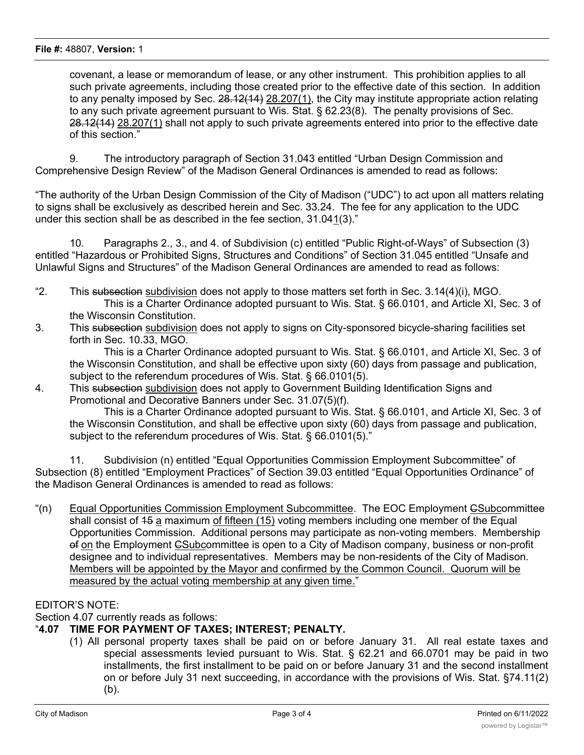covenant, a lease or memorandum of lease, or any other instrument. This prohibition applies to all such private agreements, including those created prior to the effective date of this section. In addition to any penalty imposed by Sec. ~~28.12(14)~~ <u>28.207(1)</u>, the City may institute appropriate action relating to any such private agreement pursuant to Wis. Stat. § 62.23(8). The penalty provisions of Sec. ~~28.12(14)~~ <u>28.207(1)</u> shall not apply to such private agreements entered into prior to the effective date of this section."

9. The introductory paragraph of Section 31.043 entitled "Urban Design Commission and Comprehensive Design Review" of the Madison General Ordinances is amended to read as follows:

"The authority of the Urban Design Commission of the City of Madison ("UDC") to act upon all matters relating to signs shall be exclusively as described herein and Sec. 33.24. The fee for any application to the UDC under this section shall be as described in the fee section, 31.04<u>1</u>(3)."

10. Paragraphs 2., 3., and 4. of Subdivision (c) entitled "Public Right-of-Ways" of Subsection (3) entitled "Hazardous or Prohibited Signs, Structures and Conditions" of Section 31.045 entitled "Unsafe and Unlawful Signs and Structures" of the Madison General Ordinances are amended to read as follows:

"2. This ~~subsection~~ <u>subdivision</u> does not apply to those matters set forth in Sec. 3.14(4)(i), MGO.
This is a Charter Ordinance adopted pursuant to Wis. Stat. § 66.0101, and Article XI, Sec. 3 of the Wisconsin Constitution.

3. This ~~subsection~~ <u>subdivision</u> does not apply to signs on City-sponsored bicycle-sharing facilities set forth in Sec. 10.33, MGO.
This is a Charter Ordinance adopted pursuant to Wis. Stat. § 66.0101, and Article XI, Sec. 3 of the Wisconsin Constitution, and shall be effective upon sixty (60) days from passage and publication, subject to the referendum procedures of Wis. Stat. § 66.0101(5).

4. This ~~subsection~~ <u>subdivision</u> does not apply to Government Building Identification Signs and Promotional and Decorative Banners under Sec. 31.07(5)(f).
This is a Charter Ordinance adopted pursuant to Wis. Stat. § 66.0101, and Article XI, Sec. 3 of the Wisconsin Constitution, and shall be effective upon sixty (60) days from passage and publication, subject to the referendum procedures of Wis. Stat. § 66.0101(5)."

11. Subdivision (n) entitled "Equal Opportunities Commission Employment Subcommittee" of Subsection (8) entitled "Employment Practices" of Section 39.03 entitled "Equal Opportunities Ordinance" of the Madison General Ordinances is amended to read as follows:

"(n) <u>Equal Opportunities Commission Employment Subcommittee</u>. The EOC Employment ~~C~~<u>Subc</u>ommittee shall consist of ~~15~~ <u>a</u> maximum <u>of fifteen (15)</u> voting members including one member of the Equal Opportunities Commission. Additional persons may participate as non-voting members. Membership ~~of~~ <u>on</u> the Employment ~~C~~<u>Subc</u>ommittee is open to a City of Madison company, business or non-profit designee and to individual representatives. Members may be non-residents of the City of Madison. <u>Members will be appointed by the Mayor and confirmed by the Common Council. Quorum will be measured by the actual voting membership at any given time.</u>"

EDITOR'S NOTE:
Section 4.07 currently reads as follows:

"**4.07 TIME FOR PAYMENT OF TAXES; INTEREST; PENALTY.**

(1) All personal property taxes shall be paid on or before January 31. All real estate taxes and special assessments levied pursuant to Wis. Stat. § 62.21 and 66.0701 may be paid in two installments, the first installment to be paid on or before January 31 and the second installment on or before July 31 next succeeding, in accordance with the provisions of Wis. Stat. §74.11(2)(b).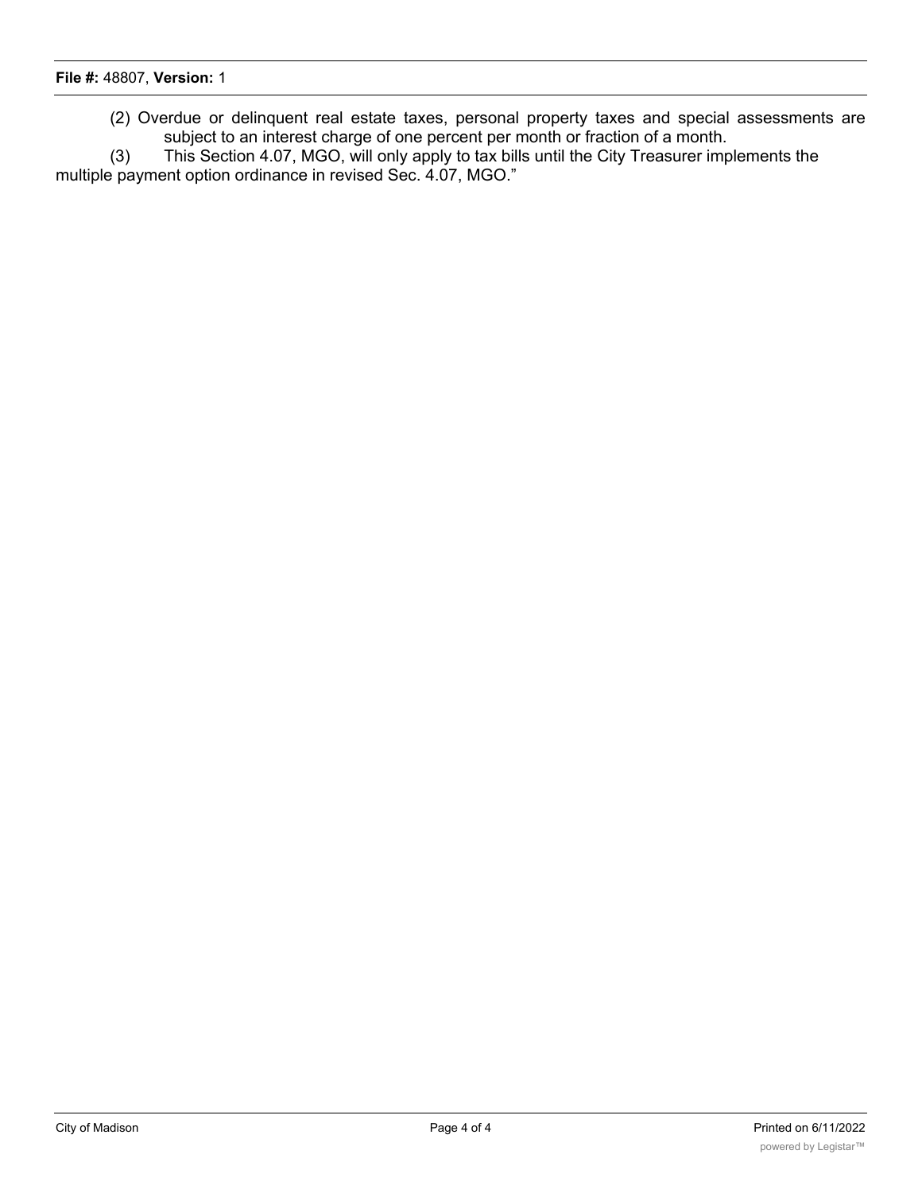(2) Overdue or delinquent real estate taxes, personal property taxes and special assessments are subject to an interest charge of one percent per month or fraction of a month.

(3) This Section 4.07, MGO, will only apply to tax bills until the City Treasurer implements the multiple payment option ordinance in revised Sec. 4.07, MGO."